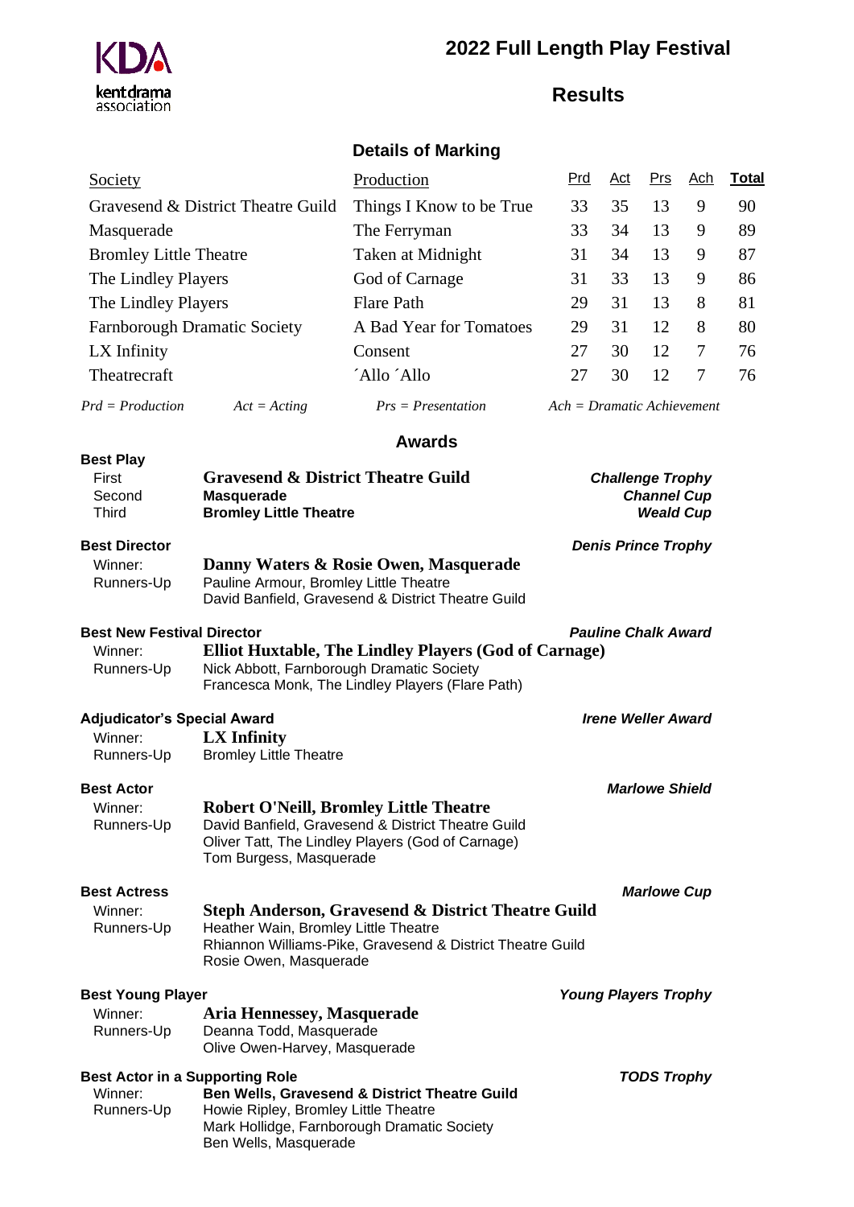# 2022 Full Length Play Festival

## Results

### Details of Marking

| Society | Production | Prd | Act | Prs | Ach | Total |
|---|---|---|---|---|---|---|
| Gravesend & District Theatre Guild | Things I Know to be True | 33 | 35 | 13 | 9 | 90 |
| Masquerade | The Ferryman | 33 | 34 | 13 | 9 | 89 |
| Bromley Little Theatre | Taken at Midnight | 31 | 34 | 13 | 9 | 87 |
| The Lindley Players | God of Carnage | 31 | 33 | 13 | 9 | 86 |
| The Lindley Players | Flare Path | 29 | 31 | 13 | 8 | 81 |
| Farnborough Dramatic Society | A Bad Year for Tomatoes | 29 | 31 | 12 | 8 | 80 |
| LX Infinity | Consent | 27 | 30 | 12 | 7 | 76 |
| Theatrecraft | ´Allo ´Allo | 27 | 30 | 12 | 7 | 76 |

*Prd = Production* *Act = Acting* *Prs = Presentation* *Ach = Dramatic Achievement*

### Awards

**Best Play**

| | | |
|---|---|---|
| First | **Gravesend & District Theatre Guild** | ***Challenge Trophy*** |
| Second | **Masquerade** | ***Channel Cup*** |
| Third | **Bromley Little Theatre** | ***Weald Cup*** |

**Best Director** — ***Denis Prince Trophy***

Winner: **Danny Waters & Rosie Owen, Masquerade**

Runners-Up: Pauline Armour, Bromley Little Theatre
David Banfield, Gravesend & District Theatre Guild

**Best New Festival Director** — ***Pauline Chalk Award***

Winner: **Elliot Huxtable, The Lindley Players (God of Carnage)**

Runners-Up: Nick Abbott, Farnborough Dramatic Society
Francesca Monk, The Lindley Players (Flare Path)

**Adjudicator's Special Award** — ***Irene Weller Award***

Winner: **LX Infinity**

Runners-Up: Bromley Little Theatre

**Best Actor** — ***Marlowe Shield***

Winner: **Robert O'Neill, Bromley Little Theatre**

Runners-Up: David Banfield, Gravesend & District Theatre Guild
Oliver Tatt, The Lindley Players (God of Carnage)
Tom Burgess, Masquerade

**Best Actress** — ***Marlowe Cup***

Winner: **Steph Anderson, Gravesend & District Theatre Guild**

Runners-Up: Heather Wain, Bromley Little Theatre
Rhiannon Williams-Pike, Gravesend & District Theatre Guild
Rosie Owen, Masquerade

**Best Young Player** — ***Young Players Trophy***

Winner: **Aria Hennessey, Masquerade**

Runners-Up: Deanna Todd, Masquerade
Olive Owen-Harvey, Masquerade

**Best Actor in a Supporting Role** — ***TODS Trophy***

Winner: **Ben Wells, Gravesend & District Theatre Guild**

Runners-Up: Howie Ripley, Bromley Little Theatre
Mark Hollidge, Farnborough Dramatic Society
Ben Wells, Masquerade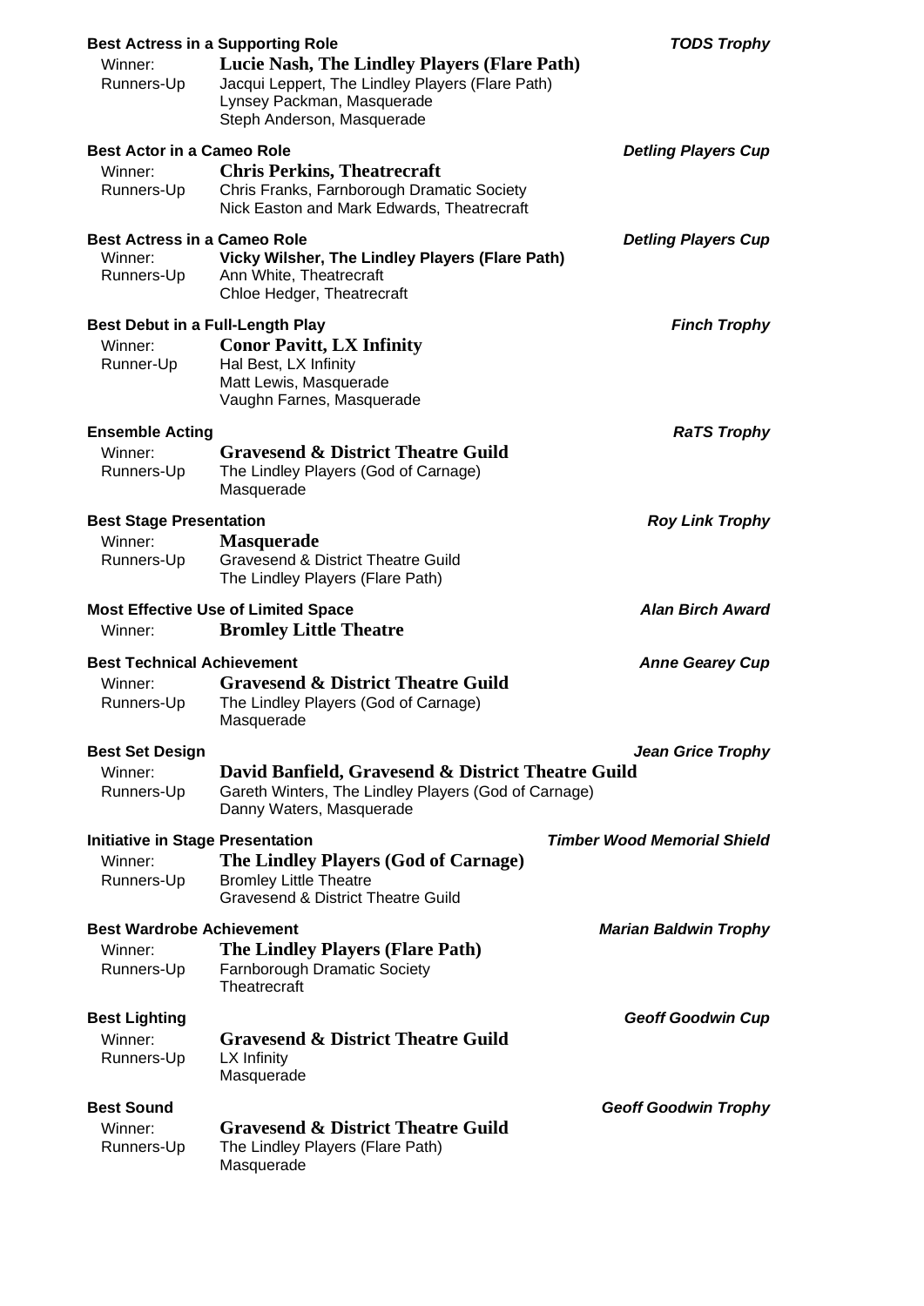**Best Actress in a Supporting Role** *TODS Trophy*

Winner: **Lucie Nash, The Lindley Players (Flare Path)**
Runners-Up: Jacqui Leppert, The Lindley Players (Flare Path)
Lynsey Packman, Masquerade
Steph Anderson, Masquerade

**Best Actor in a Cameo Role** *Detling Players Cup*

Winner: **Chris Perkins, Theatrecraft**
Runners-Up: Chris Franks, Farnborough Dramatic Society
Nick Easton and Mark Edwards, Theatrecraft

**Best Actress in a Cameo Role** *Detling Players Cup*

Winner: **Vicky Wilsher, The Lindley Players (Flare Path)**
Runners-Up: Ann White, Theatrecraft
Chloe Hedger, Theatrecraft

**Best Debut in a Full-Length Play** *Finch Trophy*

Winner: **Conor Pavitt, LX Infinity**
Runner-Up: Hal Best, LX Infinity
Matt Lewis, Masquerade
Vaughn Farnes, Masquerade

**Ensemble Acting** *RaTS Trophy*

Winner: **Gravesend & District Theatre Guild**
Runners-Up: The Lindley Players (God of Carnage)
Masquerade

**Best Stage Presentation** *Roy Link Trophy*

Winner: **Masquerade**
Runners-Up: Gravesend & District Theatre Guild
The Lindley Players (Flare Path)

**Most Effective Use of Limited Space** *Alan Birch Award*

Winner: **Bromley Little Theatre**

**Best Technical Achievement** *Anne Gearey Cup*

Winner: **Gravesend & District Theatre Guild**
Runners-Up: The Lindley Players (God of Carnage)
Masquerade

**Best Set Design** *Jean Grice Trophy*

Winner: **David Banfield, Gravesend & District Theatre Guild**
Runners-Up: Gareth Winters, The Lindley Players (God of Carnage)
Danny Waters, Masquerade

**Initiative in Stage Presentation** *Timber Wood Memorial Shield*

Winner: **The Lindley Players (God of Carnage)**
Runners-Up: Bromley Little Theatre
Gravesend & District Theatre Guild

**Best Wardrobe Achievement** *Marian Baldwin Trophy*

Winner: **The Lindley Players (Flare Path)**
Runners-Up: Farnborough Dramatic Society
Theatrecraft

**Best Lighting** *Geoff Goodwin Cup*

Winner: **Gravesend & District Theatre Guild**
Runners-Up: LX Infinity
Masquerade

**Best Sound** *Geoff Goodwin Trophy*

Winner: **Gravesend & District Theatre Guild**
Runners-Up: The Lindley Players (Flare Path)
Masquerade